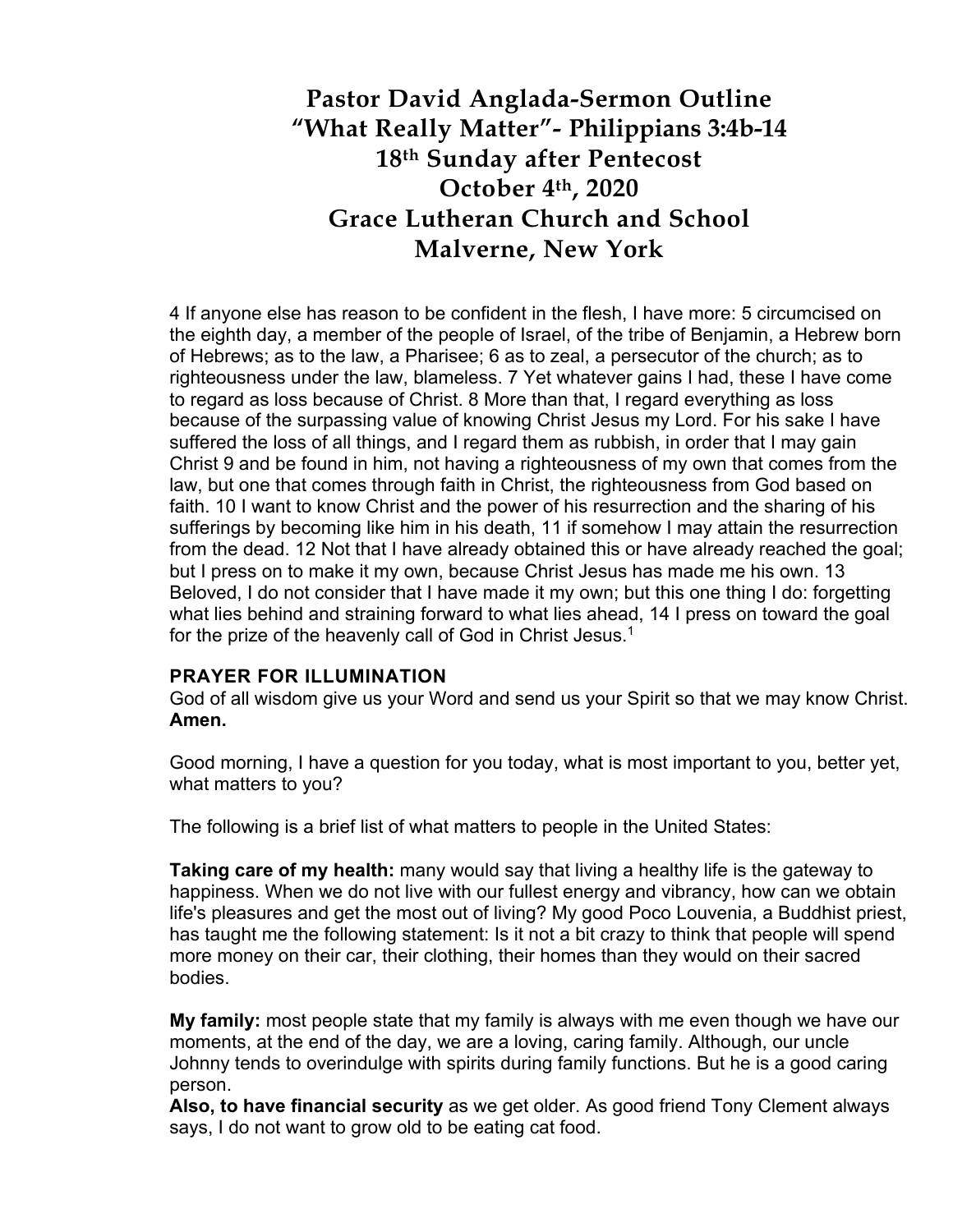# Pastor David Anglada-Sermon Outline
# "What Really Matter"- Philippians 3:4b-14
# 18th Sunday after Pentecost
# October 4th, 2020
# Grace Lutheran Church and School
# Malverne, New York

4 If anyone else has reason to be confident in the flesh, I have more: 5 circumcised on the eighth day, a member of the people of Israel, of the tribe of Benjamin, a Hebrew born of Hebrews; as to the law, a Pharisee; 6 as to zeal, a persecutor of the church; as to righteousness under the law, blameless. 7 Yet whatever gains I had, these I have come to regard as loss because of Christ. 8 More than that, I regard everything as loss because of the surpassing value of knowing Christ Jesus my Lord. For his sake I have suffered the loss of all things, and I regard them as rubbish, in order that I may gain Christ 9 and be found in him, not having a righteousness of my own that comes from the law, but one that comes through faith in Christ, the righteousness from God based on faith. 10 I want to know Christ and the power of his resurrection and the sharing of his sufferings by becoming like him in his death, 11 if somehow I may attain the resurrection from the dead. 12 Not that I have already obtained this or have already reached the goal; but I press on to make it my own, because Christ Jesus has made me his own. 13 Beloved, I do not consider that I have made it my own; but this one thing I do: forgetting what lies behind and straining forward to what lies ahead, 14 I press on toward the goal for the prize of the heavenly call of God in Christ Jesus.[1]

**PRAYER FOR ILLUMINATION**

God of all wisdom give us your Word and send us your Spirit so that we may know Christ. **Amen.**

Good morning, I have a question for you today, what is most important to you, better yet, what matters to you?

The following is a brief list of what matters to people in the United States:

**Taking care of my health:** many would say that living a healthy life is the gateway to happiness. When we do not live with our fullest energy and vibrancy, how can we obtain life's pleasures and get the most out of living? My good Poco Louvenia, a Buddhist priest, has taught me the following statement: Is it not a bit crazy to think that people will spend more money on their car, their clothing, their homes than they would on their sacred bodies.

**My family:** most people state that my family is always with me even though we have our moments, at the end of the day, we are a loving, caring family. Although, our uncle Johnny tends to overindulge with spirits during family functions. But he is a good caring person.

**Also, to have financial security** as we get older. As good friend Tony Clement always says, I do not want to grow old to be eating cat food.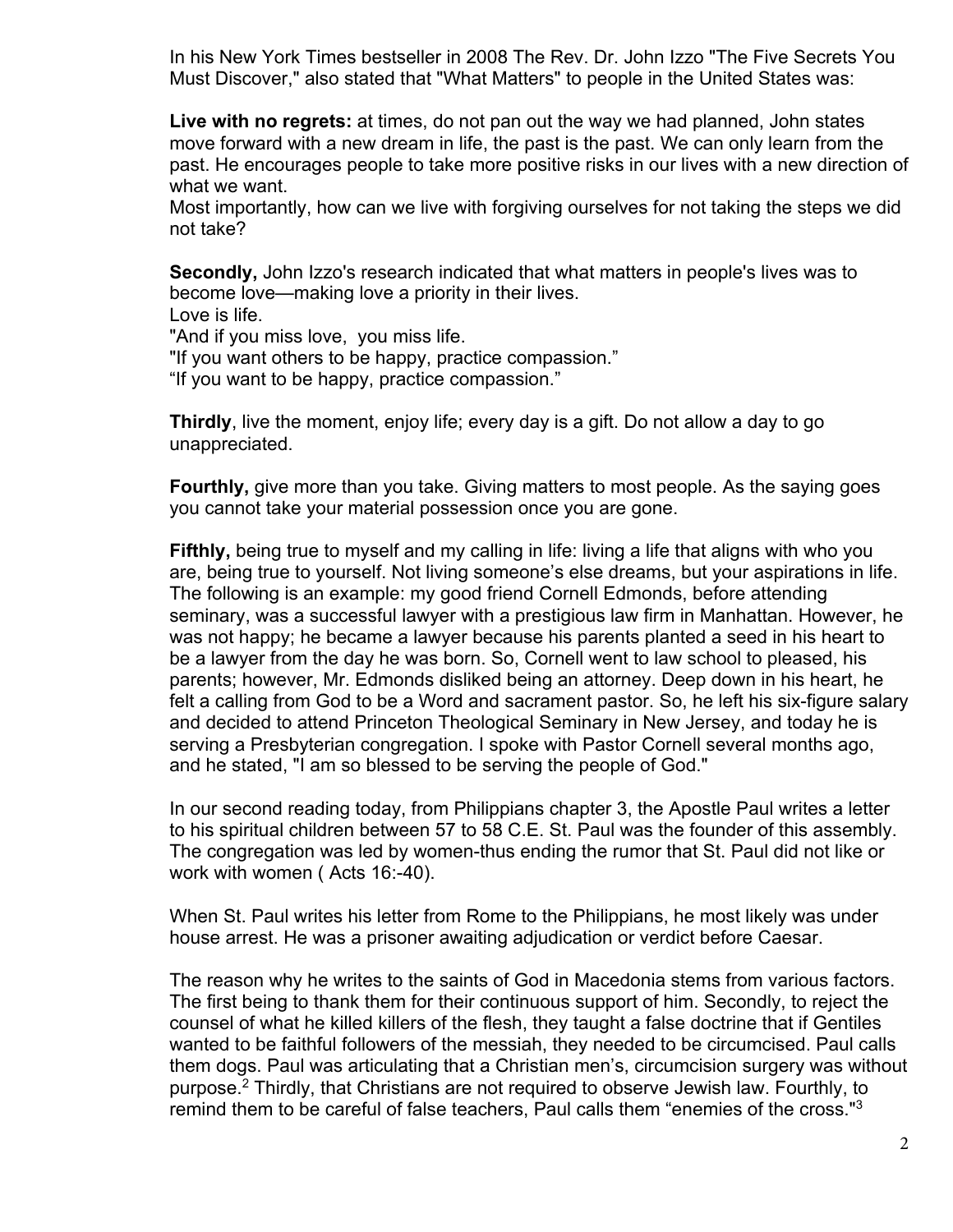In his New York Times bestseller in 2008 The Rev. Dr. John Izzo "The Five Secrets You Must Discover," also stated that "What Matters" to people in the United States was:

**Live with no regrets:** at times, do not pan out the way we had planned, John states move forward with a new dream in life, the past is the past. We can only learn from the past. He encourages people to take more positive risks in our lives with a new direction of what we want.
Most importantly, how can we live with forgiving ourselves for not taking the steps we did not take?

**Secondly,** John Izzo's research indicated that what matters in people's lives was to become love—making love a priority in their lives.
Love is life.
"And if you miss love, you miss life.
"If you want others to be happy, practice compassion."
"If you want to be happy, practice compassion."

**Thirdly**, live the moment, enjoy life; every day is a gift. Do not allow a day to go unappreciated.

**Fourthly,** give more than you take. Giving matters to most people. As the saying goes you cannot take your material possession once you are gone.

**Fifthly,** being true to myself and my calling in life: living a life that aligns with who you are, being true to yourself. Not living someone's else dreams, but your aspirations in life. The following is an example: my good friend Cornell Edmonds, before attending seminary, was a successful lawyer with a prestigious law firm in Manhattan. However, he was not happy; he became a lawyer because his parents planted a seed in his heart to be a lawyer from the day he was born. So, Cornell went to law school to pleased, his parents; however, Mr. Edmonds disliked being an attorney. Deep down in his heart, he felt a calling from God to be a Word and sacrament pastor. So, he left his six-figure salary and decided to attend Princeton Theological Seminary in New Jersey, and today he is serving a Presbyterian congregation. I spoke with Pastor Cornell several months ago, and he stated, "I am so blessed to be serving the people of God."

In our second reading today, from Philippians chapter 3, the Apostle Paul writes a letter to his spiritual children between 57 to 58 C.E. St. Paul was the founder of this assembly. The congregation was led by women-thus ending the rumor that St. Paul did not like or work with women ( Acts 16:-40).

When St. Paul writes his letter from Rome to the Philippians, he most likely was under house arrest. He was a prisoner awaiting adjudication or verdict before Caesar.

The reason why he writes to the saints of God in Macedonia stems from various factors. The first being to thank them for their continuous support of him. Secondly, to reject the counsel of what he killed killers of the flesh, they taught a false doctrine that if Gentiles wanted to be faithful followers of the messiah, they needed to be circumcised. Paul calls them dogs. Paul was articulating that a Christian men's, circumcision surgery was without purpose.[2] Thirdly, that Christians are not required to observe Jewish law. Fourthly, to remind them to be careful of false teachers, Paul calls them "enemies of the cross."[3]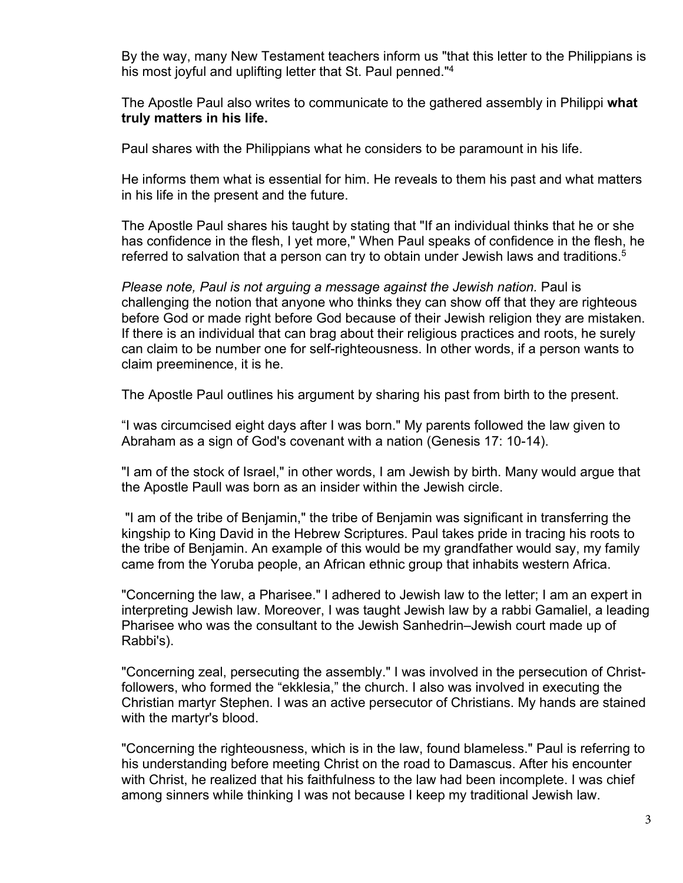By the way, many New Testament teachers inform us "that this letter to the Philippians is his most joyful and uplifting letter that St. Paul penned."[4]

The Apostle Paul also writes to communicate to the gathered assembly in Philippi **what truly matters in his life.**

Paul shares with the Philippians what he considers to be paramount in his life.

He informs them what is essential for him. He reveals to them his past and what matters in his life in the present and the future.

The Apostle Paul shares his taught by stating that "If an individual thinks that he or she has confidence in the flesh, I yet more," When Paul speaks of confidence in the flesh, he referred to salvation that a person can try to obtain under Jewish laws and traditions.[5]

*Please note, Paul is not arguing a message against the Jewish nation.* Paul is challenging the notion that anyone who thinks they can show off that they are righteous before God or made right before God because of their Jewish religion they are mistaken. If there is an individual that can brag about their religious practices and roots, he surely can claim to be number one for self-righteousness. In other words, if a person wants to claim preeminence, it is he.

The Apostle Paul outlines his argument by sharing his past from birth to the present.

“I was circumcised eight days after I was born." My parents followed the law given to Abraham as a sign of God's covenant with a nation (Genesis 17: 10-14).

"I am of the stock of Israel," in other words, I am Jewish by birth. Many would argue that the Apostle Paull was born as an insider within the Jewish circle.

"I am of the tribe of Benjamin," the tribe of Benjamin was significant in transferring the kingship to King David in the Hebrew Scriptures. Paul takes pride in tracing his roots to the tribe of Benjamin. An example of this would be my grandfather would say, my family came from the Yoruba people, an African ethnic group that inhabits western Africa.

"Concerning the law, a Pharisee." I adhered to Jewish law to the letter; I am an expert in interpreting Jewish law. Moreover, I was taught Jewish law by a rabbi Gamaliel, a leading Pharisee who was the consultant to the Jewish Sanhedrin–Jewish court made up of Rabbi's).

"Concerning zeal, persecuting the assembly." I was involved in the persecution of Christ-followers, who formed the “ekklesia,” the church. I also was involved in executing the Christian martyr Stephen. I was an active persecutor of Christians. My hands are stained with the martyr's blood.

"Concerning the righteousness, which is in the law, found blameless." Paul is referring to his understanding before meeting Christ on the road to Damascus. After his encounter with Christ, he realized that his faithfulness to the law had been incomplete. I was chief among sinners while thinking I was not because I keep my traditional Jewish law.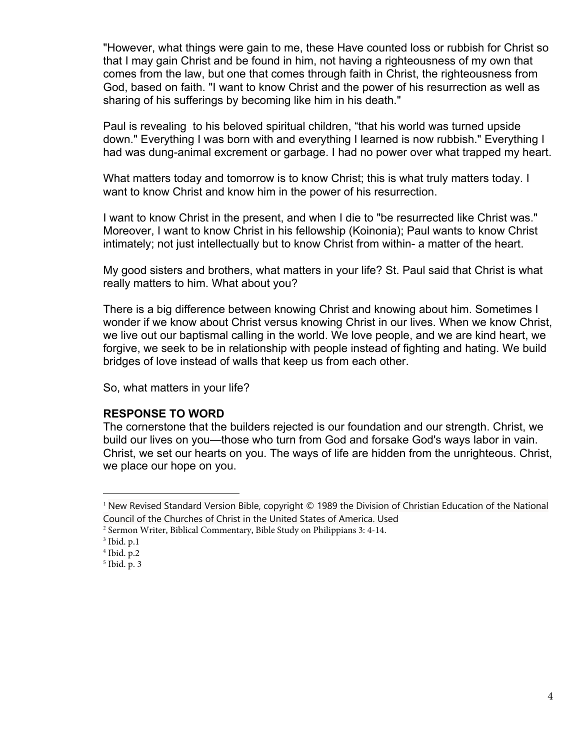"However, what things were gain to me, these Have counted loss or rubbish for Christ so that I may gain Christ and be found in him, not having a righteousness of my own that comes from the law, but one that comes through faith in Christ, the righteousness from God, based on faith. "I want to know Christ and the power of his resurrection as well as sharing of his sufferings by becoming like him in his death."

Paul is revealing to his beloved spiritual children, “that his world was turned upside down." Everything I was born with and everything I learned is now rubbish." Everything I had was dung-animal excrement or garbage. I had no power over what trapped my heart.

What matters today and tomorrow is to know Christ; this is what truly matters today. I want to know Christ and know him in the power of his resurrection.

I want to know Christ in the present, and when I die to "be resurrected like Christ was." Moreover, I want to know Christ in his fellowship (Koinonia); Paul wants to know Christ intimately; not just intellectually but to know Christ from within- a matter of the heart.

My good sisters and brothers, what matters in your life? St. Paul said that Christ is what really matters to him. What about you?

There is a big difference between knowing Christ and knowing about him. Sometimes I wonder if we know about Christ versus knowing Christ in our lives. When we know Christ, we live out our baptismal calling in the world. We love people, and we are kind heart, we forgive, we seek to be in relationship with people instead of fighting and hating. We build bridges of love instead of walls that keep us from each other.

So, what matters in your life?

**RESPONSE TO WORD**

The cornerstone that the builders rejected is our foundation and our strength. Christ, we build our lives on you—those who turn from God and forsake God's ways labor in vain. Christ, we set our hearts on you. The ways of life are hidden from the unrighteous. Christ, we place our hope on you.

---

[1] New Revised Standard Version Bible, copyright © 1989 the Division of Christian Education of the National Council of the Churches of Christ in the United States of America. Used

[2] Sermon Writer, Biblical Commentary, Bible Study on Philippians 3: 4-14.

[3] Ibid. p.1

[4] Ibid. p.2

[5] Ibid. p. 3